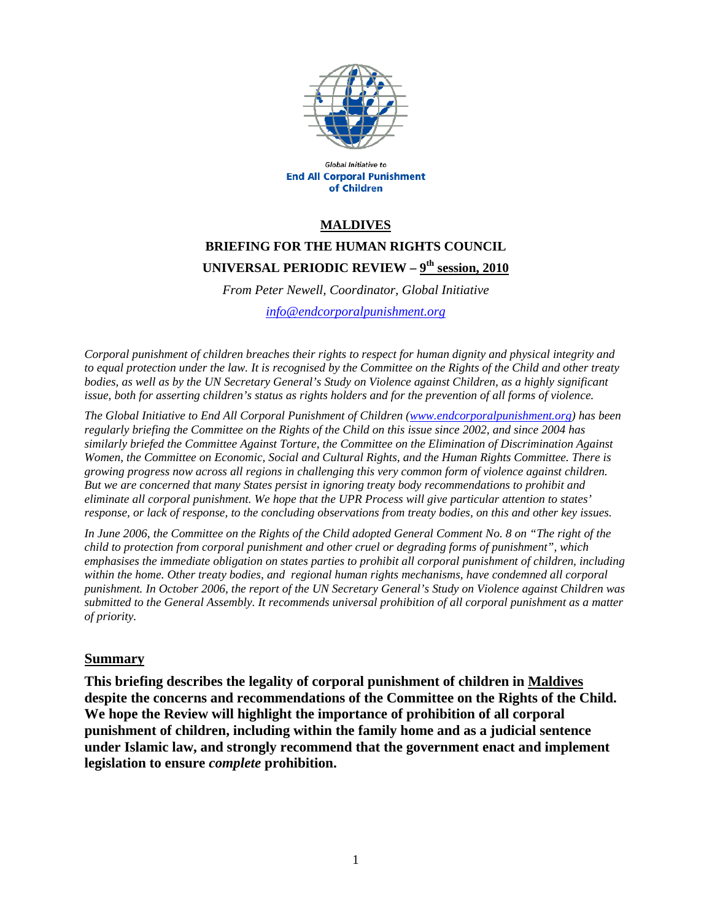Global Initiative to
**End All Corporal Punishment of Children**

# MALDIVES

## BRIEFING FOR THE HUMAN RIGHTS COUNCIL

## UNIVERSAL PERIODIC REVIEW – 9th session, 2010

*From Peter Newell, Coordinator, Global Initiative*

*info@endcorporalpunishment.org*

*Corporal punishment of children breaches their rights to respect for human dignity and physical integrity and to equal protection under the law. It is recognised by the Committee on the Rights of the Child and other treaty bodies, as well as by the UN Secretary General's Study on Violence against Children, as a highly significant issue, both for asserting children's status as rights holders and for the prevention of all forms of violence.*

*The Global Initiative to End All Corporal Punishment of Children (www.endcorporalpunishment.org) has been regularly briefing the Committee on the Rights of the Child on this issue since 2002, and since 2004 has similarly briefed the Committee Against Torture, the Committee on the Elimination of Discrimination Against Women, the Committee on Economic, Social and Cultural Rights, and the Human Rights Committee. There is growing progress now across all regions in challenging this very common form of violence against children. But we are concerned that many States persist in ignoring treaty body recommendations to prohibit and eliminate all corporal punishment. We hope that the UPR Process will give particular attention to states' response, or lack of response, to the concluding observations from treaty bodies, on this and other key issues.*

*In June 2006, the Committee on the Rights of the Child adopted General Comment No. 8 on "The right of the child to protection from corporal punishment and other cruel or degrading forms of punishment", which emphasises the immediate obligation on states parties to prohibit all corporal punishment of children, including within the home. Other treaty bodies, and regional human rights mechanisms, have condemned all corporal punishment. In October 2006, the report of the UN Secretary General's Study on Violence against Children was submitted to the General Assembly. It recommends universal prohibition of all corporal punishment as a matter of priority.*

### Summary

**This briefing describes the legality of corporal punishment of children in Maldives despite the concerns and recommendations of the Committee on the Rights of the Child. We hope the Review will highlight the importance of prohibition of all corporal punishment of children, including within the family home and as a judicial sentence under Islamic law, and strongly recommend that the government enact and implement legislation to ensure *complete* prohibition.**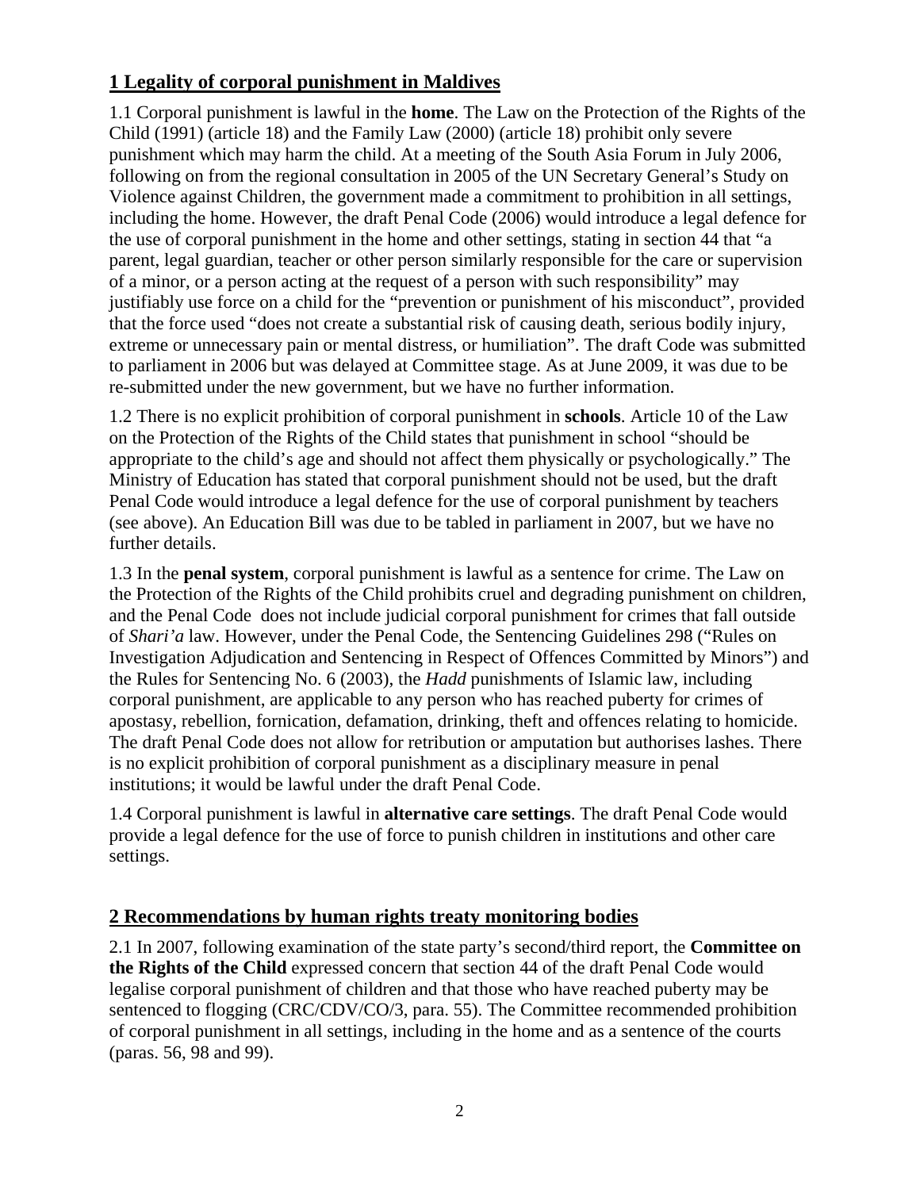## 1 Legality of corporal punishment in Maldives

1.1 Corporal punishment is lawful in the **home**. The Law on the Protection of the Rights of the Child (1991) (article 18) and the Family Law (2000) (article 18) prohibit only severe punishment which may harm the child. At a meeting of the South Asia Forum in July 2006, following on from the regional consultation in 2005 of the UN Secretary General's Study on Violence against Children, the government made a commitment to prohibition in all settings, including the home. However, the draft Penal Code (2006) would introduce a legal defence for the use of corporal punishment in the home and other settings, stating in section 44 that "a parent, legal guardian, teacher or other person similarly responsible for the care or supervision of a minor, or a person acting at the request of a person with such responsibility" may justifiably use force on a child for the "prevention or punishment of his misconduct", provided that the force used "does not create a substantial risk of causing death, serious bodily injury, extreme or unnecessary pain or mental distress, or humiliation". The draft Code was submitted to parliament in 2006 but was delayed at Committee stage. As at June 2009, it was due to be re-submitted under the new government, but we have no further information.

1.2 There is no explicit prohibition of corporal punishment in **schools**. Article 10 of the Law on the Protection of the Rights of the Child states that punishment in school "should be appropriate to the child's age and should not affect them physically or psychologically." The Ministry of Education has stated that corporal punishment should not be used, but the draft Penal Code would introduce a legal defence for the use of corporal punishment by teachers (see above). An Education Bill was due to be tabled in parliament in 2007, but we have no further details.

1.3 In the **penal system**, corporal punishment is lawful as a sentence for crime. The Law on the Protection of the Rights of the Child prohibits cruel and degrading punishment on children, and the Penal Code does not include judicial corporal punishment for crimes that fall outside of *Shari'a* law. However, under the Penal Code, the Sentencing Guidelines 298 ("Rules on Investigation Adjudication and Sentencing in Respect of Offences Committed by Minors") and the Rules for Sentencing No. 6 (2003), the *Hadd* punishments of Islamic law, including corporal punishment, are applicable to any person who has reached puberty for crimes of apostasy, rebellion, fornication, defamation, drinking, theft and offences relating to homicide. The draft Penal Code does not allow for retribution or amputation but authorises lashes. There is no explicit prohibition of corporal punishment as a disciplinary measure in penal institutions; it would be lawful under the draft Penal Code.

1.4 Corporal punishment is lawful in **alternative care settings**. The draft Penal Code would provide a legal defence for the use of force to punish children in institutions and other care settings.

## 2 Recommendations by human rights treaty monitoring bodies

2.1 In 2007, following examination of the state party's second/third report, the **Committee on the Rights of the Child** expressed concern that section 44 of the draft Penal Code would legalise corporal punishment of children and that those who have reached puberty may be sentenced to flogging (CRC/CDV/CO/3, para. 55). The Committee recommended prohibition of corporal punishment in all settings, including in the home and as a sentence of the courts (paras. 56, 98 and 99).